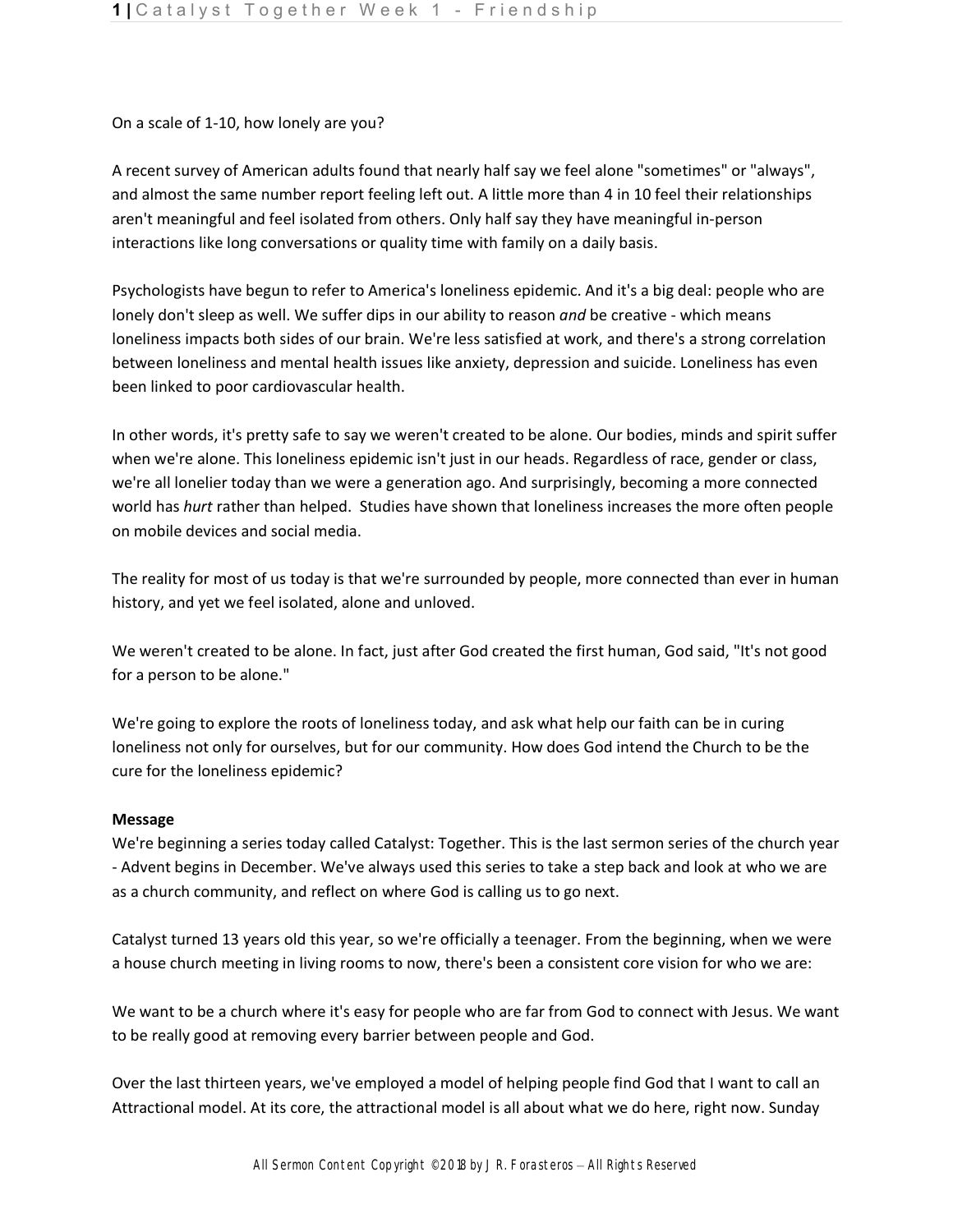On a scale of 1-10, how lonely are you?

A recent survey of American adults found that nearly half say we feel alone "sometimes" or "always", and almost the same number report feeling left out. A little more than 4 in 10 feel their relationships aren't meaningful and feel isolated from others. Only half say they have meaningful in-person interactions like long conversations or quality time with family on a daily basis.

Psychologists have begun to refer to America's loneliness epidemic. And it's a big deal: people who are lonely don't sleep as well. We suffer dips in our ability to reason *and* be creative - which means loneliness impacts both sides of our brain. We're less satisfied at work, and there's a strong correlation between loneliness and mental health issues like anxiety, depression and suicide. Loneliness has even been linked to poor cardiovascular health.

In other words, it's pretty safe to say we weren't created to be alone. Our bodies, minds and spirit suffer when we're alone. This loneliness epidemic isn't just in our heads. Regardless of race, gender or class, we're all lonelier today than we were a generation ago. And surprisingly, becoming a more connected world has *hurt* rather than helped. Studies have shown that loneliness increases the more often people on mobile devices and social media.

The reality for most of us today is that we're surrounded by people, more connected than ever in human history, and yet we feel isolated, alone and unloved.

We weren't created to be alone. In fact, just after God created the first human, God said, "It's not good for a person to be alone."

We're going to explore the roots of loneliness today, and ask what help our faith can be in curing loneliness not only for ourselves, but for our community. How does God intend the Church to be the cure for the loneliness epidemic?

**Message**

We're beginning a series today called Catalyst: Together. This is the last sermon series of the church year - Advent begins in December. We've always used this series to take a step back and look at who we are as a church community, and reflect on where God is calling us to go next.

Catalyst turned 13 years old this year, so we're officially a teenager. From the beginning, when we were a house church meeting in living rooms to now, there's been a consistent core vision for who we are:

We want to be a church where it's easy for people who are far from God to connect with Jesus. We want to be really good at removing every barrier between people and God.

Over the last thirteen years, we've employed a model of helping people find God that I want to call an Attractional model. At its core, the attractional model is all about what we do here, right now. Sunday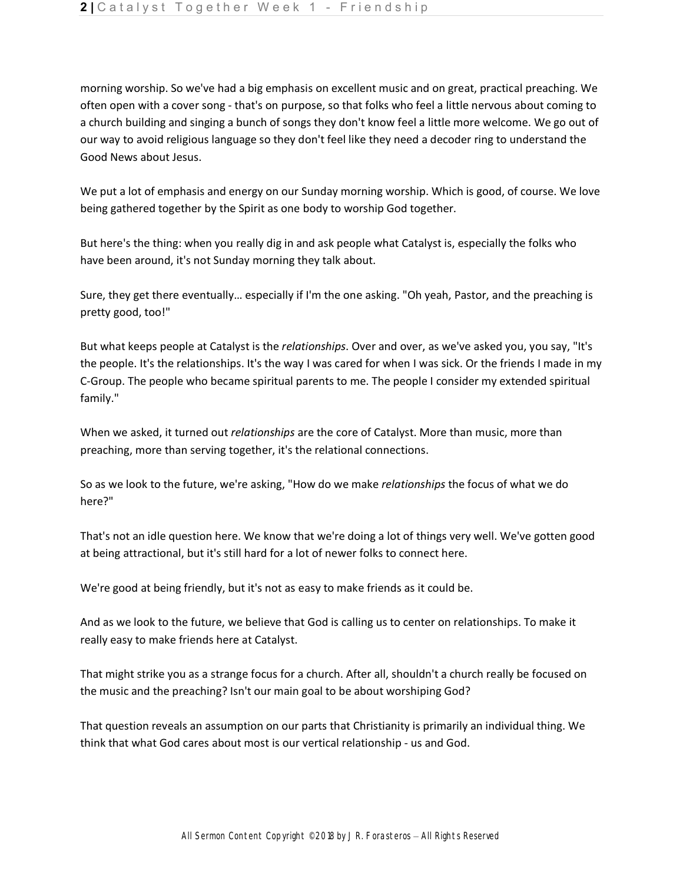morning worship. So we've had a big emphasis on excellent music and on great, practical preaching. We often open with a cover song - that's on purpose, so that folks who feel a little nervous about coming to a church building and singing a bunch of songs they don't know feel a little more welcome. We go out of our way to avoid religious language so they don't feel like they need a decoder ring to understand the Good News about Jesus.

We put a lot of emphasis and energy on our Sunday morning worship. Which is good, of course. We love being gathered together by the Spirit as one body to worship God together.

But here's the thing: when you really dig in and ask people what Catalyst is, especially the folks who have been around, it's not Sunday morning they talk about.

Sure, they get there eventually… especially if I'm the one asking. "Oh yeah, Pastor, and the preaching is pretty good, too!"

But what keeps people at Catalyst is the *relationships*. Over and over, as we've asked you, you say, "It's the people. It's the relationships. It's the way I was cared for when I was sick. Or the friends I made in my C-Group. The people who became spiritual parents to me. The people I consider my extended spiritual family."

When we asked, it turned out *relationships* are the core of Catalyst. More than music, more than preaching, more than serving together, it's the relational connections.

So as we look to the future, we're asking, "How do we make *relationships* the focus of what we do here?"

That's not an idle question here. We know that we're doing a lot of things very well. We've gotten good at being attractional, but it's still hard for a lot of newer folks to connect here.

We're good at being friendly, but it's not as easy to make friends as it could be.

And as we look to the future, we believe that God is calling us to center on relationships. To make it really easy to make friends here at Catalyst.

That might strike you as a strange focus for a church. After all, shouldn't a church really be focused on the music and the preaching? Isn't our main goal to be about worshiping God?

That question reveals an assumption on our parts that Christianity is primarily an individual thing. We think that what God cares about most is our vertical relationship - us and God.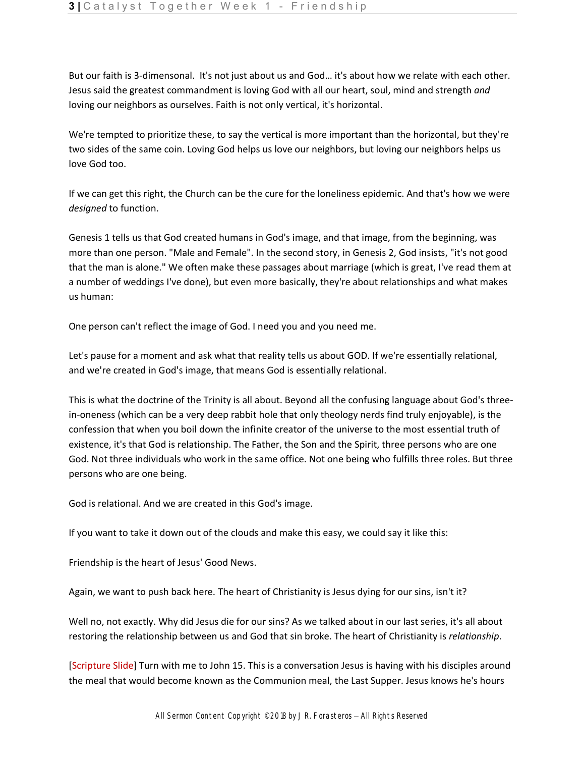But our faith is 3-dimensonal. It's not just about us and God… it's about how we relate with each other. Jesus said the greatest commandment is loving God with all our heart, soul, mind and strength *and* loving our neighbors as ourselves. Faith is not only vertical, it's horizontal.

We're tempted to prioritize these, to say the vertical is more important than the horizontal, but they're two sides of the same coin. Loving God helps us love our neighbors, but loving our neighbors helps us love God too.

If we can get this right, the Church can be the cure for the loneliness epidemic. And that's how we were *designed* to function.

Genesis 1 tells us that God created humans in God's image, and that image, from the beginning, was more than one person. "Male and Female". In the second story, in Genesis 2, God insists, "it's not good that the man is alone." We often make these passages about marriage (which is great, I've read them at a number of weddings I've done), but even more basically, they're about relationships and what makes us human:

One person can't reflect the image of God. I need you and you need me.

Let's pause for a moment and ask what that reality tells us about GOD. If we're essentially relational, and we're created in God's image, that means God is essentially relational.

This is what the doctrine of the Trinity is all about. Beyond all the confusing language about God's three-in-oneness (which can be a very deep rabbit hole that only theology nerds find truly enjoyable), is the confession that when you boil down the infinite creator of the universe to the most essential truth of existence, it's that God is relationship. The Father, the Son and the Spirit, three persons who are one God. Not three individuals who work in the same office. Not one being who fulfills three roles. But three persons who are one being.

God is relational. And we are created in this God's image.

If you want to take it down out of the clouds and make this easy, we could say it like this:

Friendship is the heart of Jesus' Good News.

Again, we want to push back here. The heart of Christianity is Jesus dying for our sins, isn't it?

Well no, not exactly. Why did Jesus die for our sins? As we talked about in our last series, it's all about restoring the relationship between us and God that sin broke. The heart of Christianity is *relationship*.

[Scripture Slide] Turn with me to John 15. This is a conversation Jesus is having with his disciples around the meal that would become known as the Communion meal, the Last Supper. Jesus knows he's hours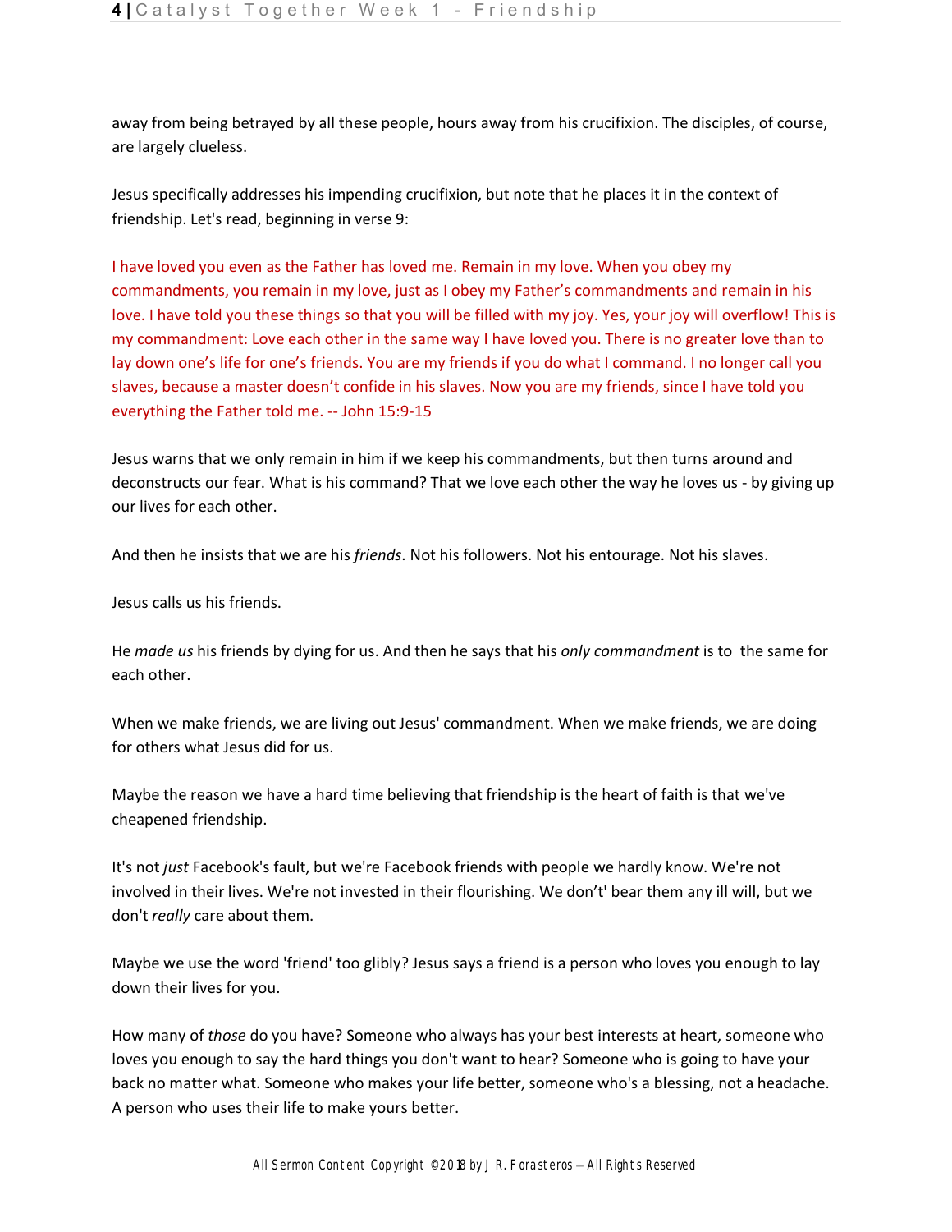away from being betrayed by all these people, hours away from his crucifixion. The disciples, of course, are largely clueless.

Jesus specifically addresses his impending crucifixion, but note that he places it in the context of friendship. Let's read, beginning in verse 9:

I have loved you even as the Father has loved me. Remain in my love. When you obey my commandments, you remain in my love, just as I obey my Father's commandments and remain in his love. I have told you these things so that you will be filled with my joy. Yes, your joy will overflow! This is my commandment: Love each other in the same way I have loved you. There is no greater love than to lay down one's life for one's friends. You are my friends if you do what I command. I no longer call you slaves, because a master doesn't confide in his slaves. Now you are my friends, since I have told you everything the Father told me. -- John 15:9-15

Jesus warns that we only remain in him if we keep his commandments, but then turns around and deconstructs our fear. What is his command? That we love each other the way he loves us - by giving up our lives for each other.

And then he insists that we are his *friends*. Not his followers. Not his entourage. Not his slaves.

Jesus calls us his friends.

He *made us* his friends by dying for us. And then he says that his *only commandment* is to  the same for each other.

When we make friends, we are living out Jesus' commandment. When we make friends, we are doing for others what Jesus did for us.

Maybe the reason we have a hard time believing that friendship is the heart of faith is that we've cheapened friendship.

It's not *just* Facebook's fault, but we're Facebook friends with people we hardly know. We're not involved in their lives. We're not invested in their flourishing. We don't' bear them any ill will, but we don't *really* care about them.

Maybe we use the word 'friend' too glibly? Jesus says a friend is a person who loves you enough to lay down their lives for you.

How many of *those* do you have? Someone who always has your best interests at heart, someone who loves you enough to say the hard things you don't want to hear? Someone who is going to have your back no matter what. Someone who makes your life better, someone who's a blessing, not a headache. A person who uses their life to make yours better.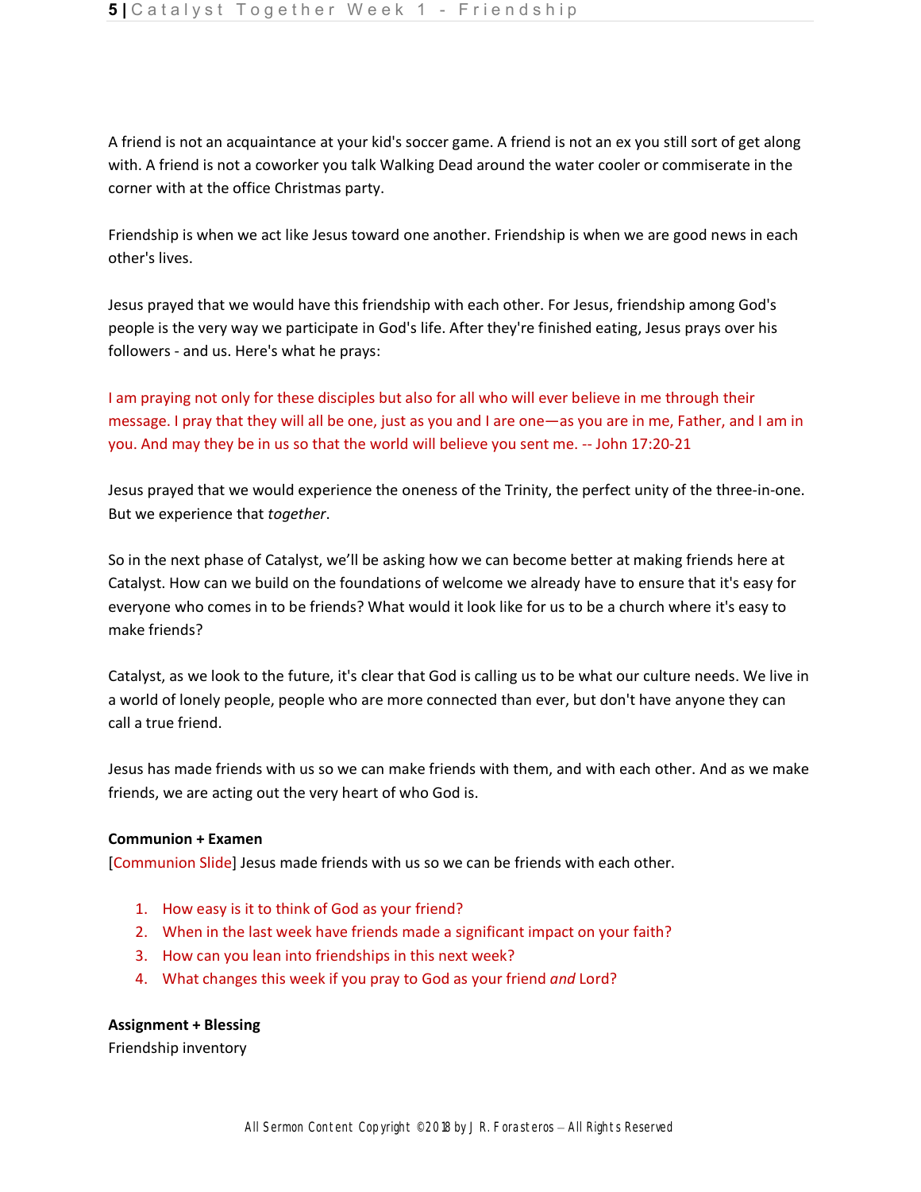A friend is not an acquaintance at your kid's soccer game. A friend is not an ex you still sort of get along with. A friend is not a coworker you talk Walking Dead around the water cooler or commiserate in the corner with at the office Christmas party.

Friendship is when we act like Jesus toward one another. Friendship is when we are good news in each other's lives.

Jesus prayed that we would have this friendship with each other. For Jesus, friendship among God's people is the very way we participate in God's life. After they're finished eating, Jesus prays over his followers - and us. Here's what he prays:

I am praying not only for these disciples but also for all who will ever believe in me through their message. I pray that they will all be one, just as you and I are one—as you are in me, Father, and I am in you. And may they be in us so that the world will believe you sent me. -- John 17:20-21

Jesus prayed that we would experience the oneness of the Trinity, the perfect unity of the three-in-one. But we experience that *together*.

So in the next phase of Catalyst, we'll be asking how we can become better at making friends here at Catalyst. How can we build on the foundations of welcome we already have to ensure that it's easy for everyone who comes in to be friends? What would it look like for us to be a church where it's easy to make friends?

Catalyst, as we look to the future, it's clear that God is calling us to be what our culture needs. We live in a world of lonely people, people who are more connected than ever, but don't have anyone they can call a true friend.

Jesus has made friends with us so we can make friends with them, and with each other. And as we make friends, we are acting out the very heart of who God is.

**Communion + Examen**
[Communion Slide] Jesus made friends with us so we can be friends with each other.

1. How easy is it to think of God as your friend?
2. When in the last week have friends made a significant impact on your faith?
3. How can you lean into friendships in this next week?
4. What changes this week if you pray to God as your friend *and* Lord?

**Assignment + Blessing**
Friendship inventory

All Sermon Content Copyright ©2018 by J R. Forasteros – All Rights Reserved